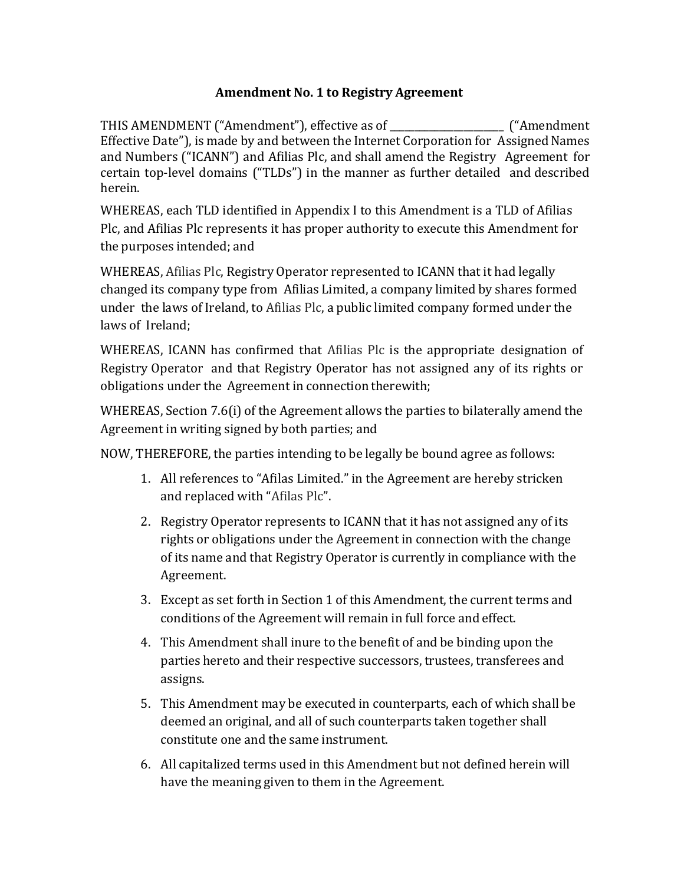**Amendment No. 1 to Registry Agreement**

THIS AMENDMENT ("Amendment"), effective as of _____________________ ("Amendment Effective Date"), is made by and between the Internet Corporation for Assigned Names and Numbers ("ICANN") and Afilias Plc, and shall amend the Registry Agreement for certain top-level domains ("TLDs") in the manner as further detailed and described herein.

WHEREAS, each TLD identified in Appendix I to this Amendment is a TLD of Afilias Plc, and Afilias Plc represents it has proper authority to execute this Amendment for the purposes intended; and

WHEREAS, Afilias Plc, Registry Operator represented to ICANN that it had legally changed its company type from Afilias Limited, a company limited by shares formed under the laws of Ireland, to Afilias Plc, a public limited company formed under the laws of Ireland;

WHEREAS, ICANN has confirmed that Afilias Plc is the appropriate designation of Registry Operator and that Registry Operator has not assigned any of its rights or obligations under the Agreement in connection therewith;

WHEREAS, Section 7.6(i) of the Agreement allows the parties to bilaterally amend the Agreement in writing signed by both parties; and

NOW, THEREFORE, the parties intending to be legally be bound agree as follows:

1. All references to "Afilas Limited." in the Agreement are hereby stricken and replaced with "Afilas Plc".
2. Registry Operator represents to ICANN that it has not assigned any of its rights or obligations under the Agreement in connection with the change of its name and that Registry Operator is currently in compliance with the Agreement.
3. Except as set forth in Section 1 of this Amendment, the current terms and conditions of the Agreement will remain in full force and effect.
4. This Amendment shall inure to the benefit of and be binding upon the parties hereto and their respective successors, trustees, transferees and assigns.
5. This Amendment may be executed in counterparts, each of which shall be deemed an original, and all of such counterparts taken together shall constitute one and the same instrument.
6. All capitalized terms used in this Amendment but not defined herein will have the meaning given to them in the Agreement.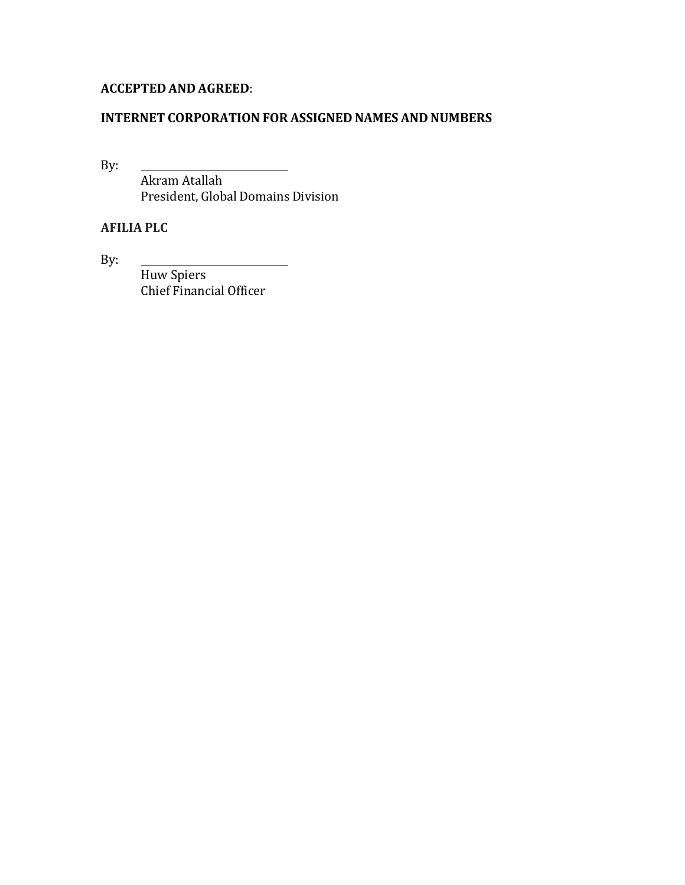**ACCEPTED AND AGREED**:

**INTERNET CORPORATION FOR ASSIGNED NAMES AND NUMBERS**

By: ____________________________

Akram Atallah
President, Global Domains Division

**AFILIA PLC**

By: ____________________________

Huw Spiers
Chief Financial Officer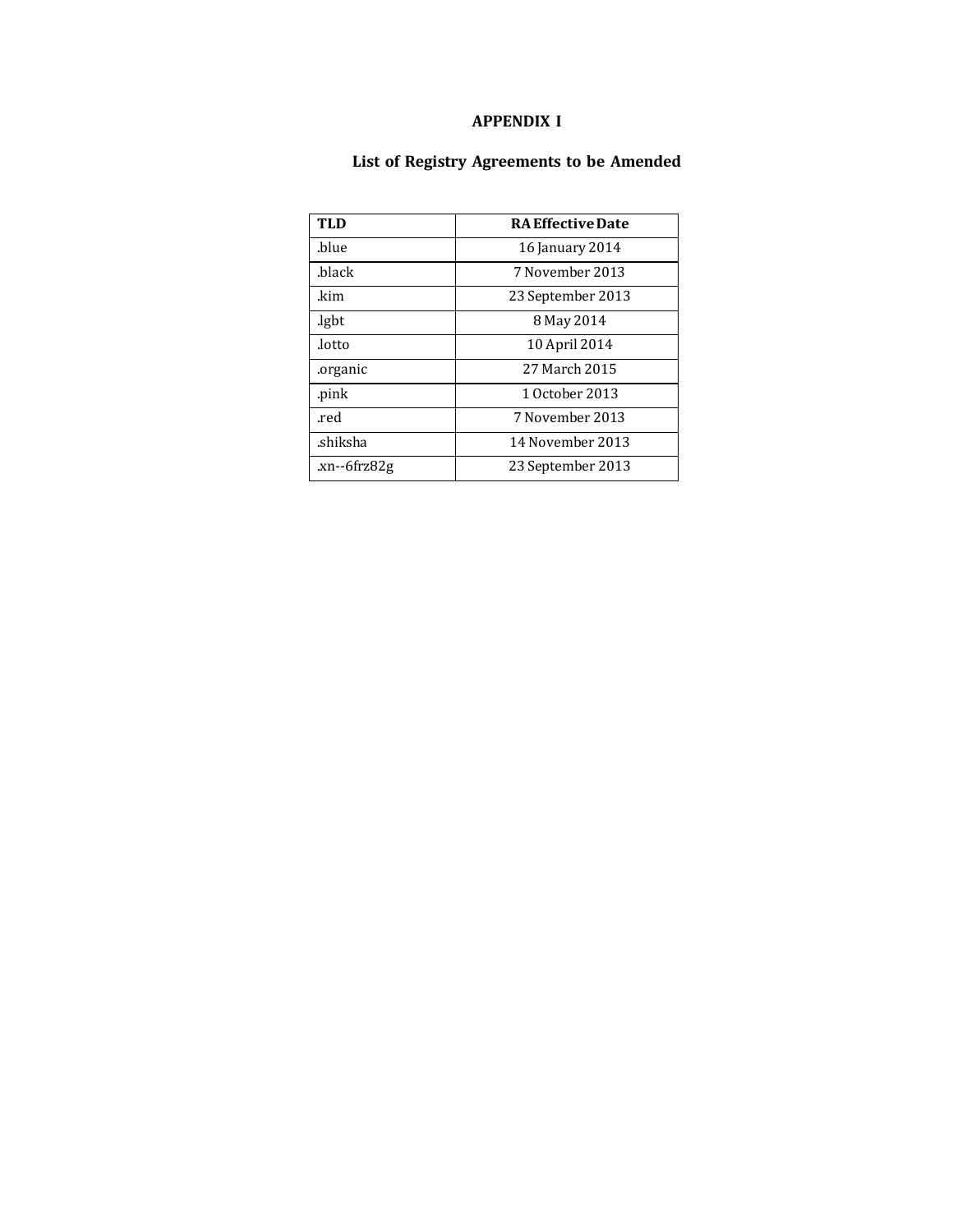# APPENDIX I

## List of Registry Agreements to be Amended

| TLD | RA Effective Date |
| --- | --- |
| .blue | 16 January 2014 |
| .black | 7 November 2013 |
| .kim | 23 September 2013 |
| .lgbt | 8 May 2014 |
| .lotto | 10 April 2014 |
| .organic | 27 March 2015 |
| .pink | 1 October 2013 |
| .red | 7 November 2013 |
| .shiksha | 14 November 2013 |
| .xn--6frz82g | 23 September 2013 |